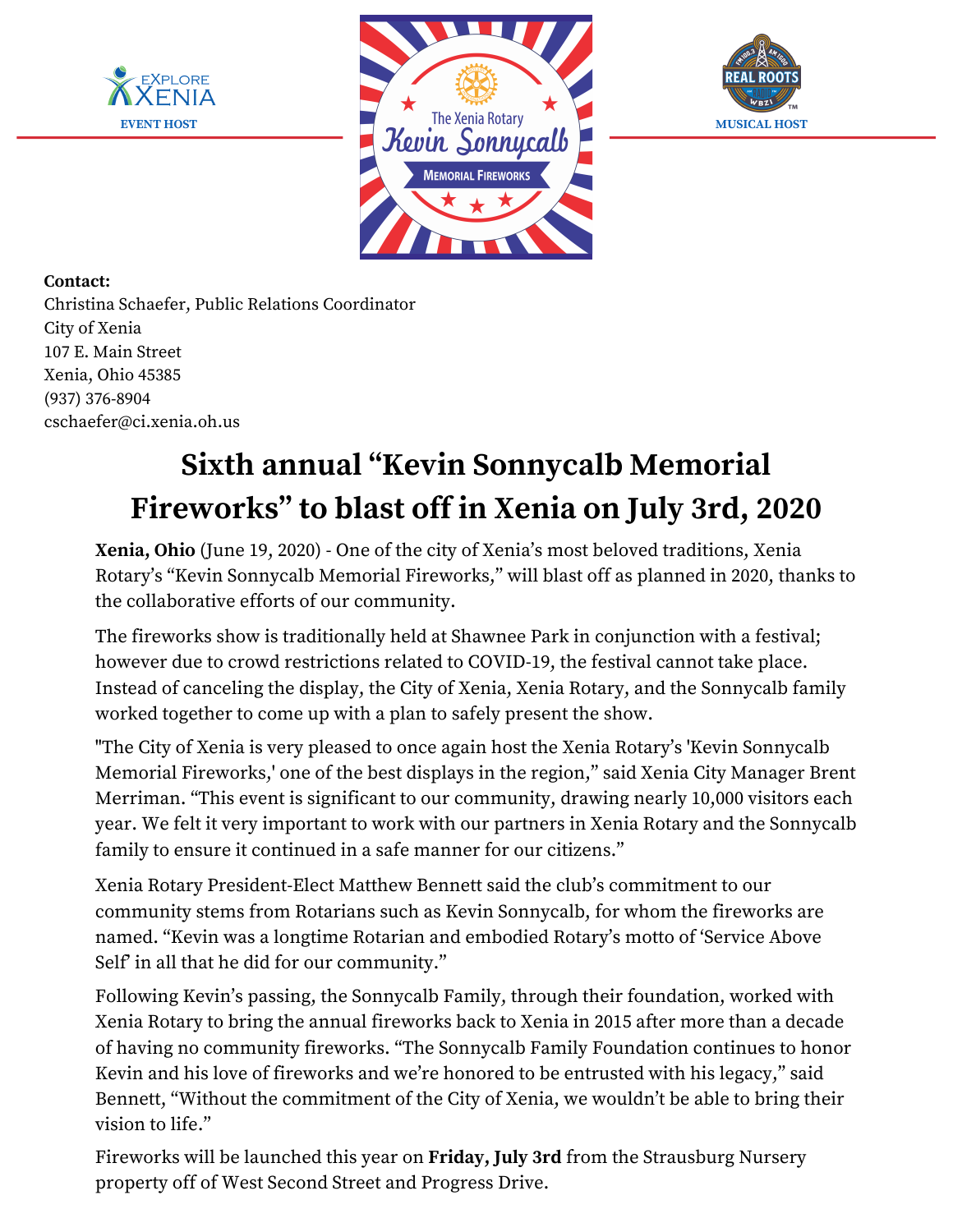EXPLORE XENIA
**EVENT HOST**

The Xenia Rotary
Kevin Sonnycalb
MEMORIAL FIREWORKS

REAL ROOTS
**MUSICAL HOST**

**Contact:**
Christina Schaefer, Public Relations Coordinator
City of Xenia
107 E. Main Street
Xenia, Ohio 45385
(937) 376-8904
cschaefer@ci.xenia.oh.us

# Sixth annual "Kevin Sonnycalb Memorial Fireworks" to blast off in Xenia on July 3rd, 2020

**Xenia, Ohio** (June 19, 2020) - One of the city of Xenia's most beloved traditions, Xenia Rotary's "Kevin Sonnycalb Memorial Fireworks," will blast off as planned in 2020, thanks to the collaborative efforts of our community.

The fireworks show is traditionally held at Shawnee Park in conjunction with a festival; however due to crowd restrictions related to COVID-19, the festival cannot take place. Instead of canceling the display, the City of Xenia, Xenia Rotary, and the Sonnycalb family worked together to come up with a plan to safely present the show.

"The City of Xenia is very pleased to once again host the Xenia Rotary's 'Kevin Sonnycalb Memorial Fireworks,' one of the best displays in the region," said Xenia City Manager Brent Merriman. "This event is significant to our community, drawing nearly 10,000 visitors each year. We felt it very important to work with our partners in Xenia Rotary and the Sonnycalb family to ensure it continued in a safe manner for our citizens."

Xenia Rotary President-Elect Matthew Bennett said the club's commitment to our community stems from Rotarians such as Kevin Sonnycalb, for whom the fireworks are named. "Kevin was a longtime Rotarian and embodied Rotary's motto of 'Service Above Self' in all that he did for our community."

Following Kevin's passing, the Sonnycalb Family, through their foundation, worked with Xenia Rotary to bring the annual fireworks back to Xenia in 2015 after more than a decade of having no community fireworks. "The Sonnycalb Family Foundation continues to honor Kevin and his love of fireworks and we're honored to be entrusted with his legacy," said Bennett, "Without the commitment of the City of Xenia, we wouldn't be able to bring their vision to life."

Fireworks will be launched this year on **Friday, July 3rd** from the Strausburg Nursery property off of West Second Street and Progress Drive.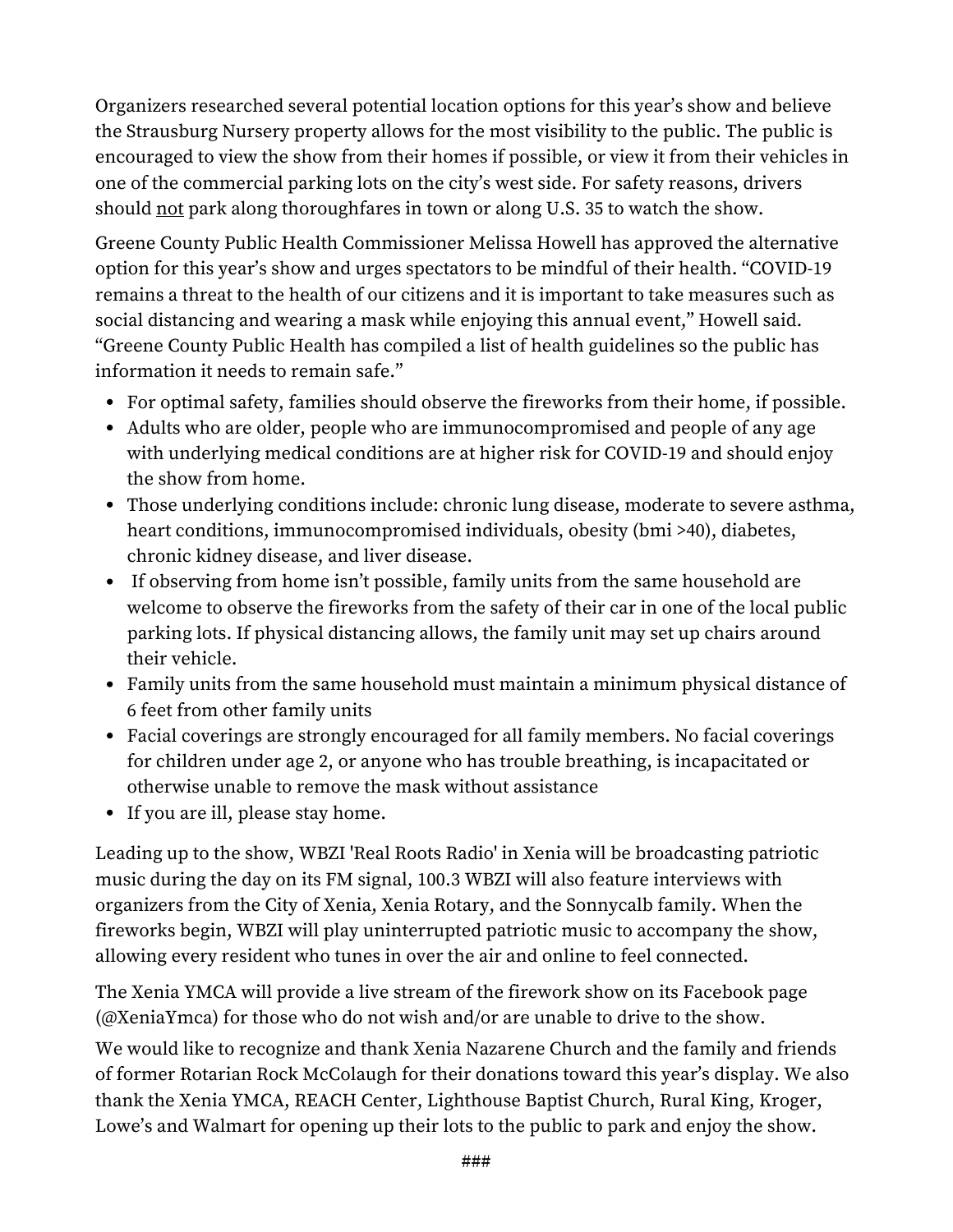Organizers researched several potential location options for this year's show and believe the Strausburg Nursery property allows for the most visibility to the public. The public is encouraged to view the show from their homes if possible, or view it from their vehicles in one of the commercial parking lots on the city's west side. For safety reasons, drivers should <u>not</u> park along thoroughfares in town or along U.S. 35 to watch the show.

Greene County Public Health Commissioner Melissa Howell has approved the alternative option for this year's show and urges spectators to be mindful of their health. "COVID-19 remains a threat to the health of our citizens and it is important to take measures such as social distancing and wearing a mask while enjoying this annual event," Howell said. "Greene County Public Health has compiled a list of health guidelines so the public has information it needs to remain safe."

- For optimal safety, families should observe the fireworks from their home, if possible.
- Adults who are older, people who are immunocompromised and people of any age with underlying medical conditions are at higher risk for COVID-19 and should enjoy the show from home.
- Those underlying conditions include: chronic lung disease, moderate to severe asthma, heart conditions, immunocompromised individuals, obesity (bmi >40), diabetes, chronic kidney disease, and liver disease.
- If observing from home isn't possible, family units from the same household are welcome to observe the fireworks from the safety of their car in one of the local public parking lots. If physical distancing allows, the family unit may set up chairs around their vehicle.
- Family units from the same household must maintain a minimum physical distance of 6 feet from other family units
- Facial coverings are strongly encouraged for all family members. No facial coverings for children under age 2, or anyone who has trouble breathing, is incapacitated or otherwise unable to remove the mask without assistance
- If you are ill, please stay home.

Leading up to the show, WBZI 'Real Roots Radio' in Xenia will be broadcasting patriotic music during the day on its FM signal, 100.3 WBZI will also feature interviews with organizers from the City of Xenia, Xenia Rotary, and the Sonnycalb family. When the fireworks begin, WBZI will play uninterrupted patriotic music to accompany the show, allowing every resident who tunes in over the air and online to feel connected.

The Xenia YMCA will provide a live stream of the firework show on its Facebook page (@XeniaYmca) for those who do not wish and/or are unable to drive to the show.

We would like to recognize and thank Xenia Nazarene Church and the family and friends of former Rotarian Rock McColaugh for their donations toward this year's display. We also thank the Xenia YMCA, REACH Center, Lighthouse Baptist Church, Rural King, Kroger, Lowe's and Walmart for opening up their lots to the public to park and enjoy the show.

###